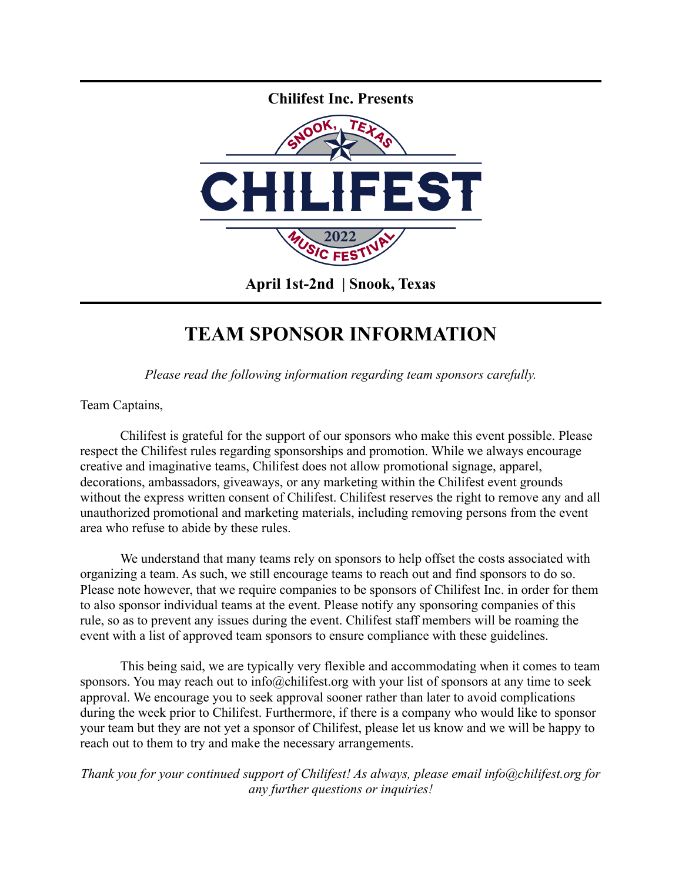**Chilifest Inc. Presents**

SNOOK, TEXAS

# CHILIFEST

2022

MUSIC FESTIVAL

**April 1st-2nd | Snook, Texas**

## TEAM SPONSOR INFORMATION

*Please read the following information regarding team sponsors carefully.*

Team Captains,

Chilifest is grateful for the support of our sponsors who make this event possible. Please respect the Chilifest rules regarding sponsorships and promotion. While we always encourage creative and imaginative teams, Chilifest does not allow promotional signage, apparel, decorations, ambassadors, giveaways, or any marketing within the Chilifest event grounds without the express written consent of Chilifest. Chilifest reserves the right to remove any and all unauthorized promotional and marketing materials, including removing persons from the event area who refuse to abide by these rules.

We understand that many teams rely on sponsors to help offset the costs associated with organizing a team. As such, we still encourage teams to reach out and find sponsors to do so. Please note however, that we require companies to be sponsors of Chilifest Inc. in order for them to also sponsor individual teams at the event. Please notify any sponsoring companies of this rule, so as to prevent any issues during the event. Chilifest staff members will be roaming the event with a list of approved team sponsors to ensure compliance with these guidelines.

This being said, we are typically very flexible and accommodating when it comes to team sponsors. You may reach out to info@chilifest.org with your list of sponsors at any time to seek approval. We encourage you to seek approval sooner rather than later to avoid complications during the week prior to Chilifest. Furthermore, if there is a company who would like to sponsor your team but they are not yet a sponsor of Chilifest, please let us know and we will be happy to reach out to them to try and make the necessary arrangements.

*Thank you for your continued support of Chilifest! As always, please email info@chilifest.org for any further questions or inquiries!*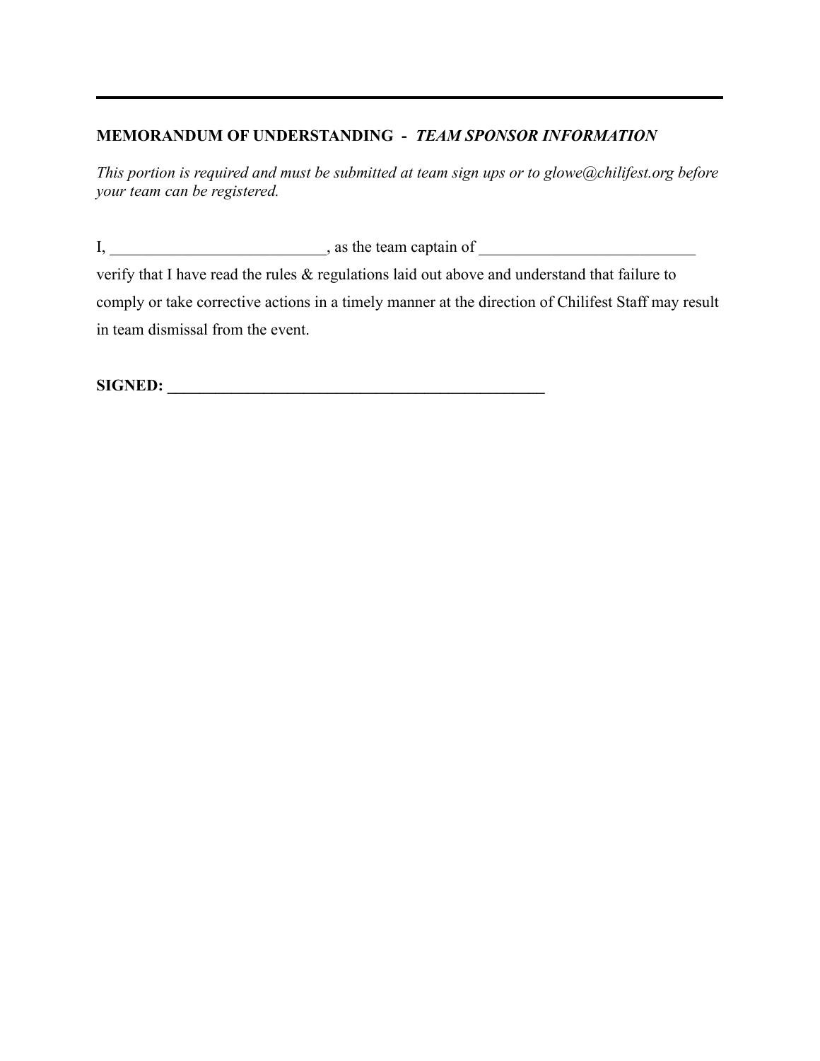---

**MEMORANDUM OF UNDERSTANDING - *TEAM SPONSOR INFORMATION***

*This portion is required and must be submitted at team sign ups or to glowe@chilifest.org before your team can be registered.*

I, ___________________________, as the team captain of ___________________________ verify that I have read the rules & regulations laid out above and understand that failure to comply or take corrective actions in a timely manner at the direction of Chilifest Staff may result in team dismissal from the event.

**SIGNED: _________________________________________________**